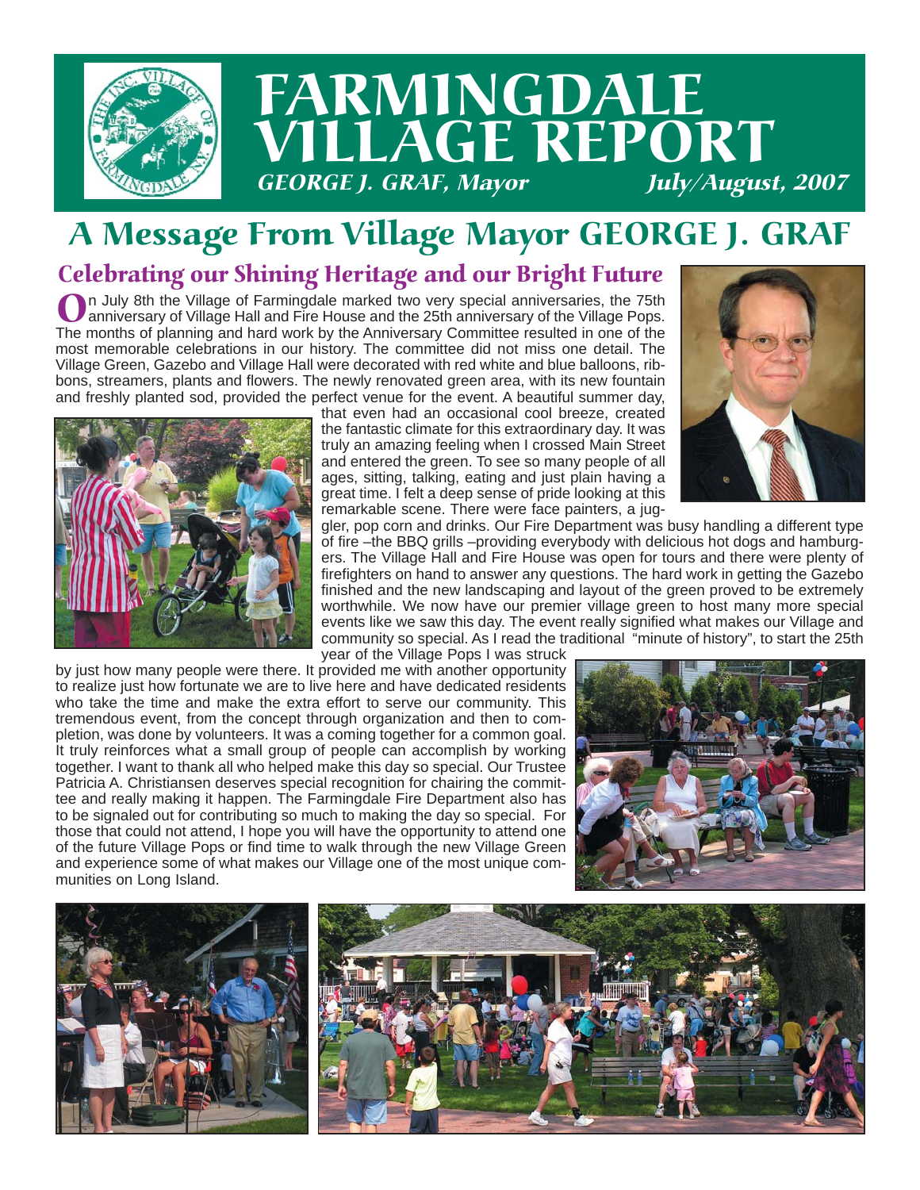# FARMINGDALE VILLAGE REPORT

*GEORGE J. GRAF, Mayor* *July/August, 2007*

# A Message From Village Mayor GEORGE J. GRAF

## Celebrating our Shining Heritage and our Bright Future

On July 8th the Village of Farmingdale marked two very special anniversaries, the 75th anniversary of Village Hall and Fire House and the 25th anniversary of the Village Pops. The months of planning and hard work by the Anniversary Committee resulted in one of the most memorable celebrations in our history. The committee did not miss one detail. The Village Green, Gazebo and Village Hall were decorated with red white and blue balloons, ribbons, streamers, plants and flowers. The newly renovated green area, with its new fountain and freshly planted sod, provided the perfect venue for the event. A beautiful summer day, that even had an occasional cool breeze, created the fantastic climate for this extraordinary day. It was truly an amazing feeling when I crossed Main Street and entered the green. To see so many people of all ages, sitting, talking, eating and just plain having a great time. I felt a deep sense of pride looking at this remarkable scene. There were face painters, a juggler, pop corn and drinks. Our Fire Department was busy handling a different type of fire –the BBQ grills –providing everybody with delicious hot dogs and hamburgers. The Village Hall and Fire House was open for tours and there were plenty of firefighters on hand to answer any questions. The hard work in getting the Gazebo finished and the new landscaping and layout of the green proved to be extremely worthwhile. We now have our premier village green to host many more special events like we saw this day. The event really signified what makes our Village and community so special. As I read the traditional "minute of history", to start the 25th year of the Village Pops I was struck by just how many people were there. It provided me with another opportunity to realize just how fortunate we are to live here and have dedicated residents who take the time and make the extra effort to serve our community. This tremendous event, from the concept through organization and then to completion, was done by volunteers. It was a coming together for a common goal. It truly reinforces what a small group of people can accomplish by working together. I want to thank all who helped make this day so special. Our Trustee Patricia A. Christiansen deserves special recognition for chairing the committee and really making it happen. The Farmingdale Fire Department also has to be signaled out for contributing so much to making the day so special. For those that could not attend, I hope you will have the opportunity to attend one of the future Village Pops or find time to walk through the new Village Green and experience some of what makes our Village one of the most unique communities on Long Island.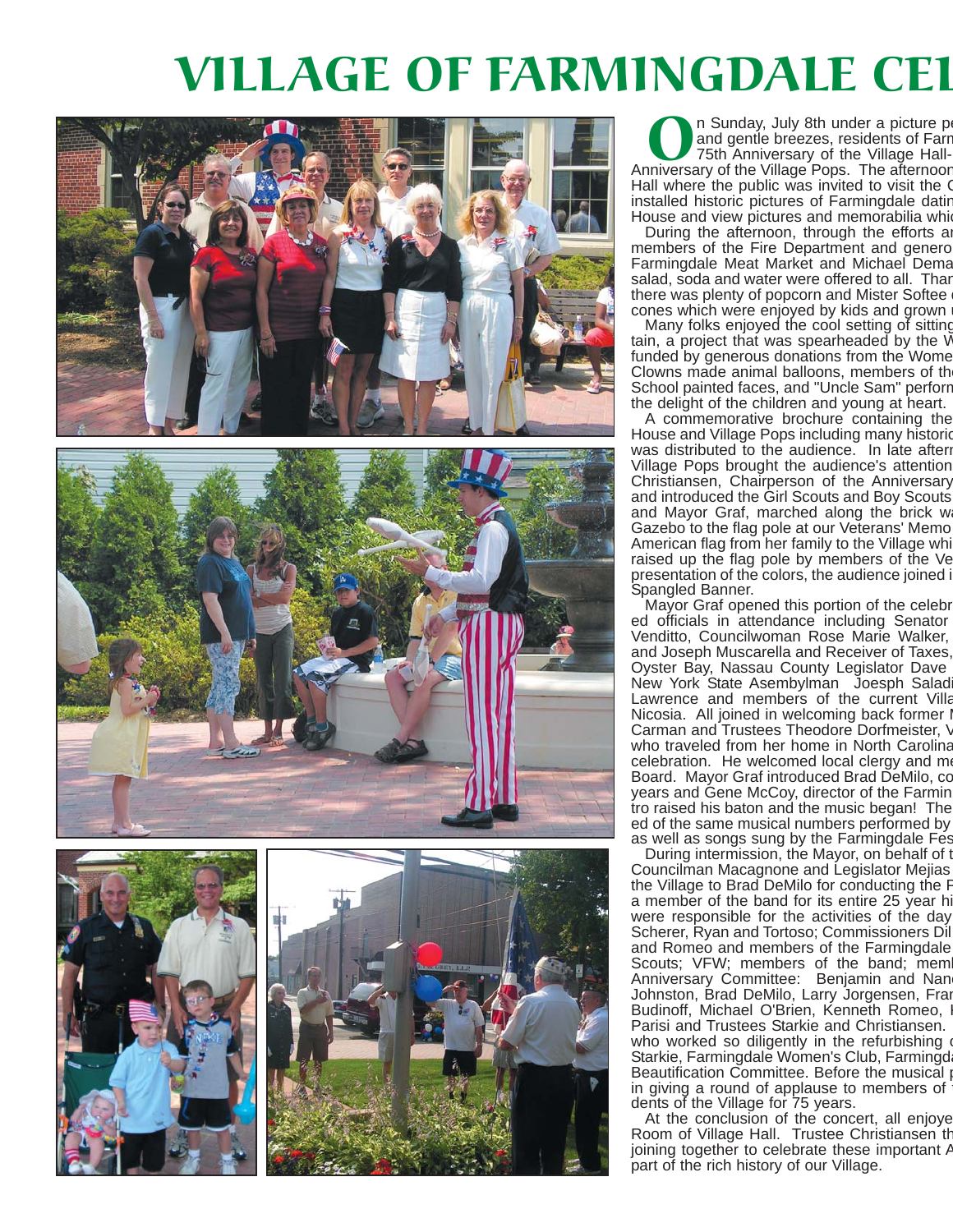# VILLAGE OF FARMINGDALE CEL

On Sunday, July 8th under a picture pe and gentle breezes, residents of Farn 75th Anniversary of the Village Hall- Anniversary of the Village Pops. The afternoon Hall where the public was invited to visit the C installed historic pictures of Farmingdale datin House and view pictures and memorabilia whic

During the afternoon, through the efforts ar members of the Fire Department and genero Farmingdale Meat Market and Michael Dema salad, soda and water were offered to all. Than there was plenty of popcorn and Mister Softee c cones which were enjoyed by kids and grown u

Many folks enjoyed the cool setting of sitting tain, a project that was spearheaded by the W funded by generous donations from the Wome Clowns made animal balloons, members of th School painted faces, and "Uncle Sam" perforn the delight of the children and young at heart.

A commemorative brochure containing the House and Village Pops including many historic was distributed to the audience. In late aftern Village Pops brought the audience's attention Christiansen, Chairperson of the Anniversary and introduced the Girl Scouts and Boy Scouts and Mayor Graf, marched along the brick wa Gazebo to the flag pole at our Veterans' Memo American flag from her family to the Village whi raised up the flag pole by members of the Ve presentation of the colors, the audience joined i Spangled Banner.

Mayor Graf opened this portion of the celebr ed officials in attendance including Senator Venditto, Councilwoman Rose Marie Walker, and Joseph Muscarella and Receiver of Taxes, Oyster Bay, Nassau County Legislator Dave New York State Asembylman Joesph Saladi Lawrence and members of the current Villa Nicosia. All joined in welcoming back former M Carman and Trustees Theodore Dorfmeister, V who traveled from her home in North Carolina celebration. He welcomed local clergy and me Board. Mayor Graf introduced Brad DeMilo, co years and Gene McCoy, director of the Farmin tro raised his baton and the music began! The ed of the same musical numbers performed by as well as songs sung by the Farmingdale Fes

During intermission, the Mayor, on behalf of t Councilman Macagnone and Legislator Mejias the Village to Brad DeMilo for conducting the F a member of the band for its entire 25 year hi were responsible for the activities of the day Scherer, Ryan and Tortoso; Commissioners Dil and Romeo and members of the Farmingdale Scouts; VFW; members of the band; memb Anniversary Committee: Benjamin and Nan Johnston, Brad DeMilo, Larry Jorgensen, Fran Budinoff, Michael O'Brien, Kenneth Romeo, Parisi and Trustees Starkie and Christiansen. who worked so diligently in the refurbishing o Starkie, Farmingdale Women's Club, Farmingda Beautification Committee. Before the musical p in giving a round of applause to members of dents of the Village for 75 years.

At the conclusion of the concert, all enjoye Room of Village Hall. Trustee Christiansen th joining together to celebrate these important A part of the rich history of our Village.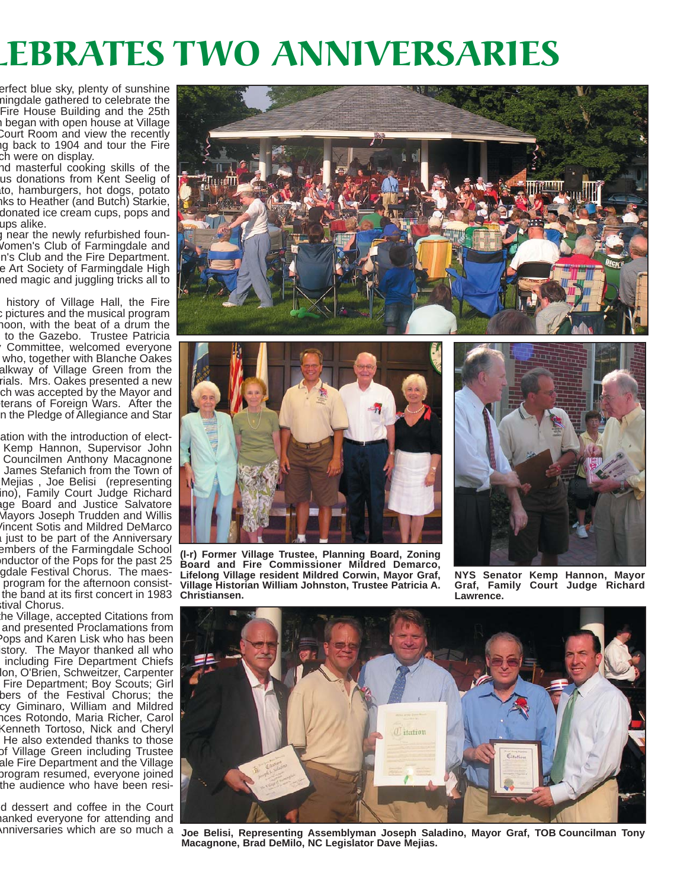# LEBRATES TWO ANNIVERSARIES

erfect blue sky, plenty of sunshine ningdale gathered to celebrate the Fire House Building and the 25th began with open house at Village Court Room and view the recently g back to 1904 and tour the Fire ch were on display.

nd masterful cooking skills of the us donations from Kent Seelig of to, hamburgers, hot dogs, potato nks to Heather (and Butch) Starkie, donated ice cream cups, pops and ups alike.

g near the newly refurbished foun- Women's Club of Farmingdale and n's Club and the Fire Department. e Art Society of Farmingdale High ned magic and juggling tricks all to

history of Village Hall, the Fire c pictures and the musical program noon, with the beat of a drum the to the Gazebo. Trustee Patricia Committee, welcomed everyone who, together with Blanche Oakes alkway of Village Green from the rials. Mrs. Oakes presented a new ch was accepted by the Mayor and terans of Foreign Wars. After the n the Pledge of Allegiance and Star

ation with the introduction of elect- Kemp Hannon, Supervisor John Councilmen Anthony Macagnone James Stefanich from the Town of Mejias , Joe Belisi (representing ino), Family Court Judge Richard age Board and Justice Salvatore Mayors Joseph Trudden and Willis Vincent Sotis and Mildred DeMarco just to be part of the Anniversary embers of the Farmingdale School nductor of the Pops for the past 25 gdale Festival Chorus. The maes- program for the afternoon consist- the band at its first concert in 1983 stival Chorus.

he Village, accepted Citations from and presented Proclamations from Pops and Karen Lisk who has been story. The Mayor thanked all who including Fire Department Chiefs lon, O'Brien, Schweitzer, Carpenter Fire Department; Boy Scouts; Girl bers of the Festival Chorus; the cy Giminaro, William and Mildred nces Rotondo, Maria Richer, Carol Kenneth Tortoso, Nick and Cheryl He also extended thanks to those of Village Green including Trustee ale Fire Department and the Village program resumed, everyone joined the audience who have been resi-

d dessert and coffee in the Court hanked everyone for attending and Anniversaries which are so much a

**(l-r) Former Village Trustee, Planning Board, Zoning Board and Fire Commissioner Mildred Demarco, Lifelong Village resident Mildred Corwin, Mayor Graf, Village Historian William Johnston, Trustee Patricia A. Christiansen.**

**NYS Senator Kemp Hannon, Mayor Graf, Family Court Judge Richard Lawrence.**

**Joe Belisi, Representing Assemblyman Joseph Saladino, Mayor Graf, TOB Councilman Tony Macagnone, Brad DeMilo, NC Legislator Dave Mejias.**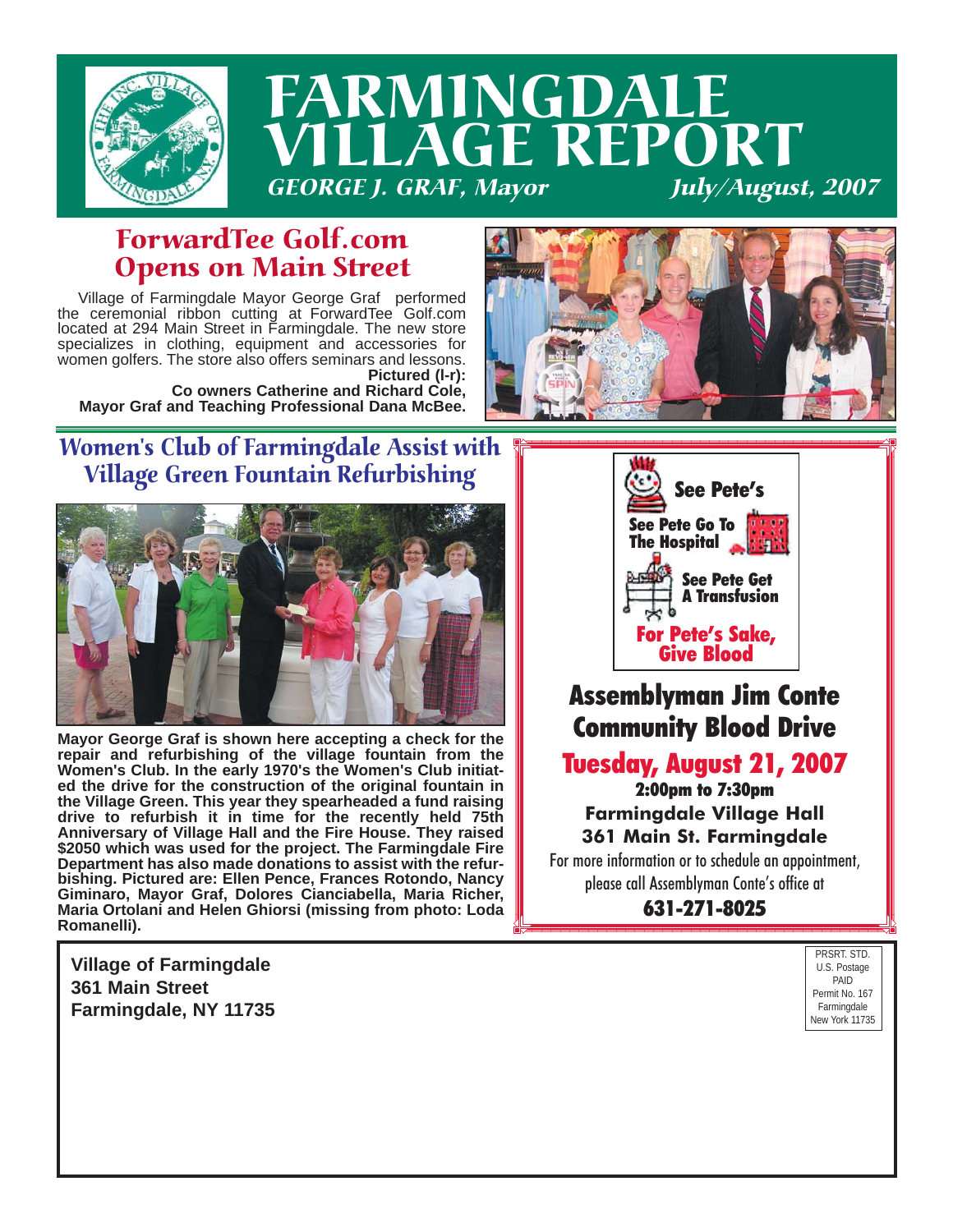# FARMINGDALE VILLAGE REPORT

*GEORGE J. GRAF, Mayor* *July/August, 2007*

## ForwardTee Golf.com Opens on Main Street

Village of Farmingdale Mayor George Graf performed the ceremonial ribbon cutting at ForwardTee Golf.com located at 294 Main Street in Farmingdale. The new store specializes in clothing, equipment and accessories for women golfers. The store also offers seminars and lessons.

**Pictured (l-r): Co owners Catherine and Richard Cole, Mayor Graf and Teaching Professional Dana McBee.**

## Women's Club of Farmingdale Assist with Village Green Fountain Refurbishing

**Mayor George Graf is shown here accepting a check for the repair and refurbishing of the village fountain from the Women's Club. In the early 1970's the Women's Club initiated the drive for the construction of the original fountain in the Village Green. This year they spearheaded a fund raising drive to refurbish it in time for the recently held 75th Anniversary of Village Hall and the Fire House. They raised $2050 which was used for the project. The Farmingdale Fire Department has also made donations to assist with the refurbishing. Pictured are: Ellen Pence, Frances Rotondo, Nancy Giminaro, Mayor Graf, Dolores Cianciabella, Maria Richer, Maria Ortolani and Helen Ghiorsi (missing from photo: Loda Romanelli).**

See Pete's

See Pete Go To The Hospital

See Pete Get A Transfusion

For Pete's Sake, Give Blood

## Assemblyman Jim Conte Community Blood Drive

## Tuesday, August 21, 2007

**2:00pm to 7:30pm**

**Farmingdale Village Hall**

**361 Main St. Farmingdale**

For more information or to schedule an appointment, please call Assemblyman Conte's office at

**631-271-8025**

**Village of Farmingdale**
**361 Main Street**
**Farmingdale, NY 11735**

PRSRT. STD.
U.S. Postage
PAID
Permit No. 167
Farmingdale
New York 11735